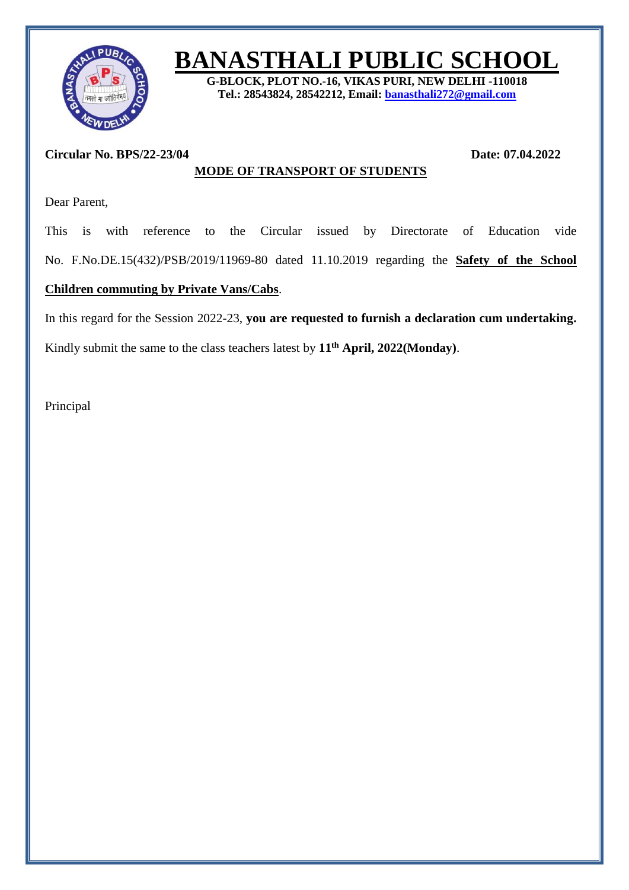# BANASTHALI PUBLIC SCHOOL

**G-BLOCK, PLOT NO.-16, VIKAS PURI, NEW DELHI -110018**
**Tel.: 28543824, 28542212, Email: banasthali272@gmail.com**

**Circular No. BPS/22-23/04** **Date: 07.04.2022**

## MODE OF TRANSPORT OF STUDENTS

Dear Parent,

This is with reference to the Circular issued by Directorate of Education vide No. F.No.DE.15(432)/PSB/2019/11969-80 dated 11.10.2019 regarding the **Safety of the School Children commuting by Private Vans/Cabs**.

In this regard for the Session 2022-23, **you are requested to furnish a declaration cum undertaking.**

Kindly submit the same to the class teachers latest by **11th April, 2022(Monday)**.

Principal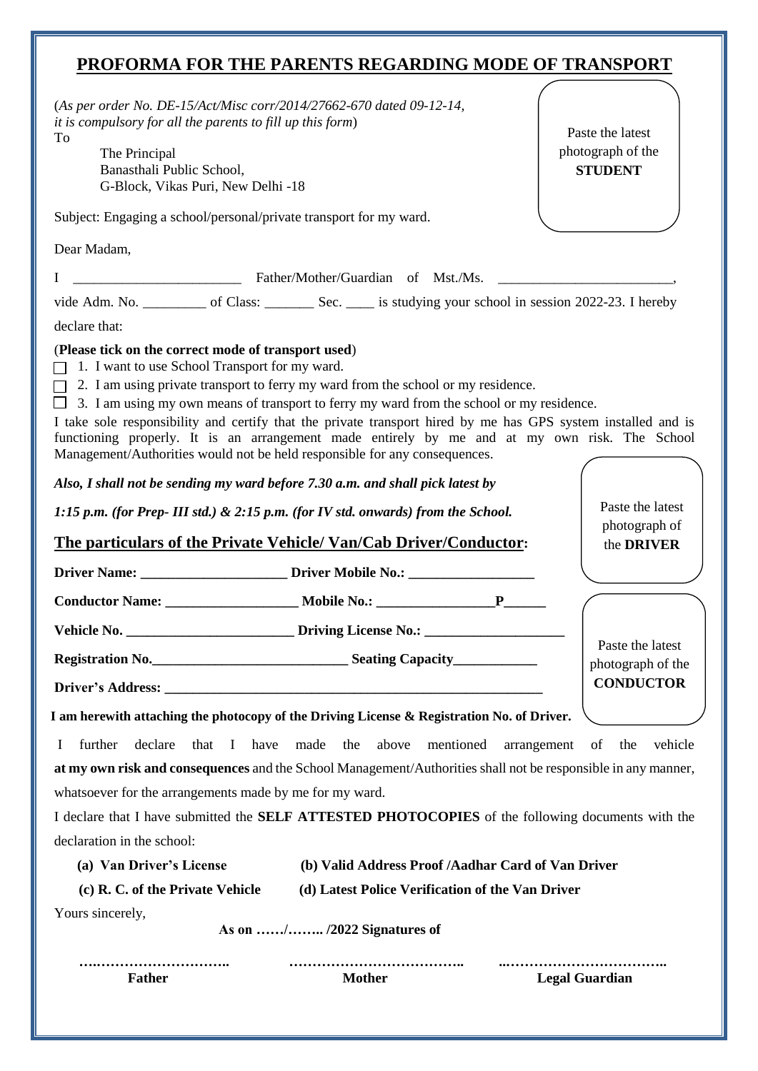# PROFORMA FOR THE PARENTS REGARDING MODE OF TRANSPORT

(*As per order No. DE-15/Act/Misc corr/2014/27662-670 dated 09-12-14, it is compulsory for all the parents to fill up this form*)

Paste the latest photograph of the **STUDENT**

To

The Principal
Banasthali Public School,
G-Block, Vikas Puri, New Delhi -18

Subject: Engaging a school/personal/private transport for my ward.

Dear Madam,

I ________________________ Father/Mother/Guardian of Mst./Ms. ________________________,

vide Adm. No. _________ of Class: _______ Sec. ____ is studying your school in session 2022-23. I hereby declare that:

(**Please tick on the correct mode of transport used**)

☐ 1. I want to use School Transport for my ward.

☐ 2. I am using private transport to ferry my ward from the school or my residence.

☐ 3. I am using my own means of transport to ferry my ward from the school or my residence.

I take sole responsibility and certify that the private transport hired by me has GPS system installed and is functioning properly. It is an arrangement made entirely by me and at my own risk. The School Management/Authorities would not be held responsible for any consequences.

***Also, I shall not be sending my ward before 7.30 a.m. and shall pick latest by***

***1:15 p.m. (for Prep- III std.) & 2:15 p.m. (for IV std. onwards) from the School.***

Paste the latest photograph of the **DRIVER**

## The particulars of the Private Vehicle/ Van/Cab Driver/Conductor:

**Driver Name: ____________________ Driver Mobile No.: _________________**

**Conductor Name: __________________ Mobile No.: ________________P______**

**Vehicle No. _______________________ Driving License No.: ___________________**

**Registration No.___________________________ Seating Capacity___________**

**Driver's Address: ______________________________________________________**

Paste the latest photograph of the **CONDUCTOR**

**I am herewith attaching the photocopy of the Driving License & Registration No. of Driver.**

I further declare that I have made the above mentioned arrangement of the vehicle **at my own risk and consequences** and the School Management/Authorities shall not be responsible in any manner, whatsoever for the arrangements made by me for my ward.

I declare that I have submitted the **SELF ATTESTED PHOTOCOPIES** of the following documents with the declaration in the school:

**(a) Van Driver's License** **(b) Valid Address Proof /Aadhar Card of Van Driver**

**(c) R. C. of the Private Vehicle** **(d) Latest Police Verification of the Van Driver**

Yours sincerely,

**As on ……/…….. /2022 Signatures of**

| | | |
|---|---|---|
| ……………………….. | ……………………………….. | ……………………………….. |
| **Father** | **Mother** | **Legal Guardian** |